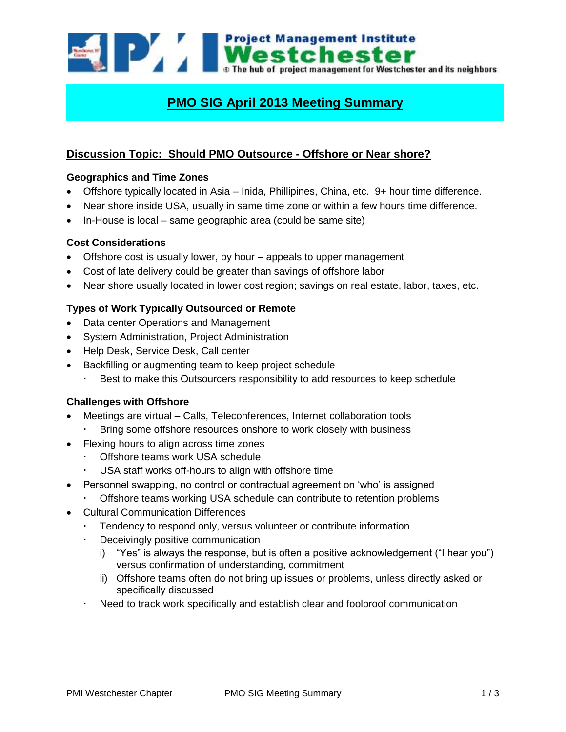Project Management Institute Westchester
The hub of project management for Westchester and its neighbors

# PMO SIG April 2013 Meeting Summary

## Discussion Topic: Should PMO Outsource - Offshore or Near shore?

### Geographics and Time Zones

- Offshore typically located in Asia – Inida, Phillipines, China, etc. 9+ hour time difference.
- Near shore inside USA, usually in same time zone or within a few hours time difference.
- In-House is local – same geographic area (could be same site)

### Cost Considerations

- Offshore cost is usually lower, by hour – appeals to upper management
- Cost of late delivery could be greater than savings of offshore labor
- Near shore usually located in lower cost region; savings on real estate, labor, taxes, etc.

### Types of Work Typically Outsourced or Remote

- Data center Operations and Management
- System Administration, Project Administration
- Help Desk, Service Desk, Call center
- Backfilling or augmenting team to keep project schedule
  - Best to make this Outsourcers responsibility to add resources to keep schedule

### Challenges with Offshore

- Meetings are virtual – Calls, Teleconferences, Internet collaboration tools
  - Bring some offshore resources onshore to work closely with business
- Flexing hours to align across time zones
  - Offshore teams work USA schedule
  - USA staff works off-hours to align with offshore time
- Personnel swapping, no control or contractual agreement on 'who' is assigned
  - Offshore teams working USA schedule can contribute to retention problems
- Cultural Communication Differences
  - Tendency to respond only, versus volunteer or contribute information
  - Deceivingly positive communication
    1. "Yes" is always the response, but is often a positive acknowledgement ("I hear you") versus confirmation of understanding, commitment
    2. Offshore teams often do not bring up issues or problems, unless directly asked or specifically discussed
  - Need to track work specifically and establish clear and foolproof communication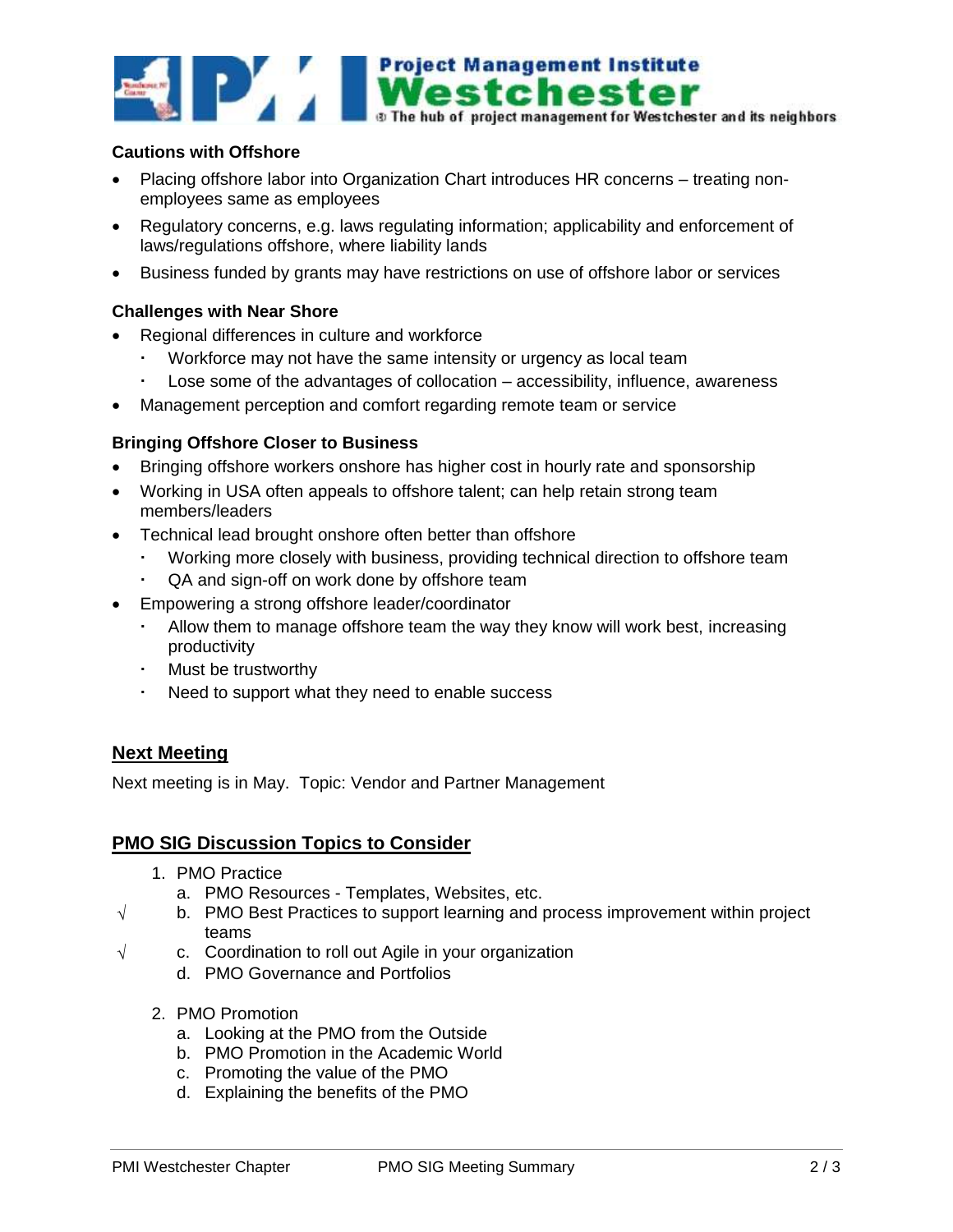**Cautions with Offshore**

- Placing offshore labor into Organization Chart introduces HR concerns – treating non-employees same as employees
- Regulatory concerns, e.g. laws regulating information; applicability and enforcement of laws/regulations offshore, where liability lands
- Business funded by grants may have restrictions on use of offshore labor or services

**Challenges with Near Shore**

- Regional differences in culture and workforce
  - Workforce may not have the same intensity or urgency as local team
  - Lose some of the advantages of collocation – accessibility, influence, awareness
- Management perception and comfort regarding remote team or service

**Bringing Offshore Closer to Business**

- Bringing offshore workers onshore has higher cost in hourly rate and sponsorship
- Working in USA often appeals to offshore talent; can help retain strong team members/leaders
- Technical lead brought onshore often better than offshore
  - Working more closely with business, providing technical direction to offshore team
  - QA and sign-off on work done by offshore team
- Empowering a strong offshore leader/coordinator
  - Allow them to manage offshore team the way they know will work best, increasing productivity
  - Must be trustworthy
  - Need to support what they need to enable success

## Next Meeting

Next meeting is in May. Topic: Vendor and Partner Management

## PMO SIG Discussion Topics to Consider

1. PMO Practice
   a. PMO Resources - Templates, Websites, etc.
   √ b. PMO Best Practices to support learning and process improvement within project teams
   √ c. Coordination to roll out Agile in your organization
   d. PMO Governance and Portfolios

2. PMO Promotion
   a. Looking at the PMO from the Outside
   b. PMO Promotion in the Academic World
   c. Promoting the value of the PMO
   d. Explaining the benefits of the PMO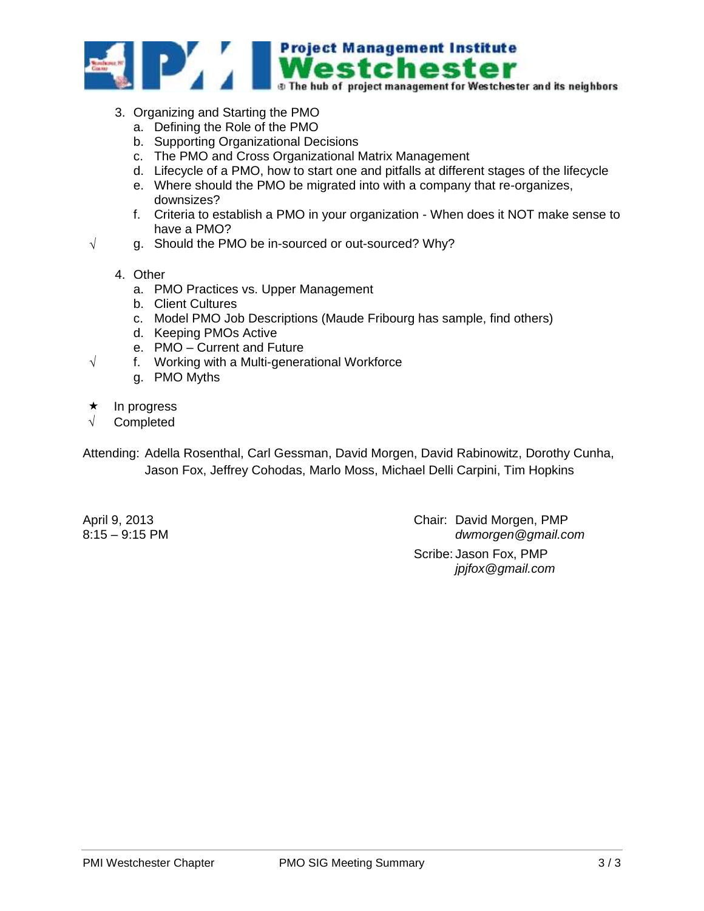3. Organizing and Starting the PMO
    a. Defining the Role of the PMO
    b. Supporting Organizational Decisions
    c. The PMO and Cross Organizational Matrix Management
    d. Lifecycle of a PMO, how to start one and pitfalls at different stages of the lifecycle
    e. Where should the PMO be migrated into with a company that re-organizes, downsizes?
    f. Criteria to establish a PMO in your organization - When does it NOT make sense to have a PMO?
    g. √ Should the PMO be in-sourced or out-sourced? Why?

4. Other
    a. PMO Practices vs. Upper Management
    b. Client Cultures
    c. Model PMO Job Descriptions (Maude Fribourg has sample, find others)
    d. Keeping PMOs Active
    e. PMO – Current and Future
    f. √ Working with a Multi-generational Workforce
    g. PMO Myths

★ In progress
√ Completed

Attending: Adella Rosenthal, Carl Gessman, David Morgen, David Rabinowitz, Dorothy Cunha, Jason Fox, Jeffrey Cohodas, Marlo Moss, Michael Delli Carpini, Tim Hopkins

April 9, 2013
8:15 – 9:15 PM

Chair: David Morgen, PMP
*dwmorgen@gmail.com*

Scribe: Jason Fox, PMP
*jpjfox@gmail.com*